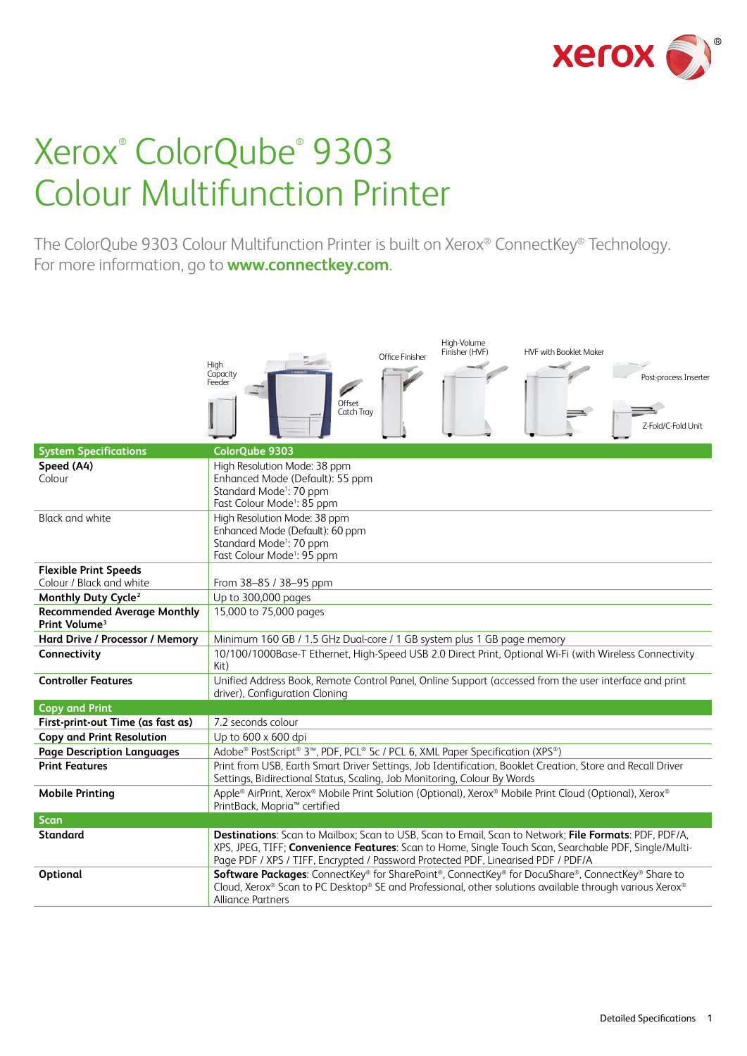# Xerox® ColorQube® 9303 Colour Multifunction Printer

The ColorQube 9303 Colour Multifunction Printer is built on Xerox® ConnectKey® Technology. For more information, go to **www.connectkey.com**.

High Capacity Feeder | Offset Catch Tray | Office Finisher | High-Volume Finisher (HVF) | HVF with Booklet Maker | Post-process Inserter | Z-Fold/C-Fold Unit

| System Specifications | ColorQube 9303 |
|---|---|
| **Speed (A4)** Colour | High Resolution Mode: 38 ppm<br>Enhanced Mode (Default): 55 ppm<br>Standard Mode[1]: 70 ppm<br>Fast Colour Mode[1]: 85 ppm |
| Black and white | High Resolution Mode: 38 ppm<br>Enhanced Mode (Default): 60 ppm<br>Standard Mode[1]: 70 ppm<br>Fast Colour Mode[1]: 95 ppm |
| **Flexible Print Speeds** Colour / Black and white | From 38–85 / 38–95 ppm |
| **Monthly Duty Cycle**[2] | Up to 300,000 pages |
| **Recommended Average Monthly Print Volume**[3] | 15,000 to 75,000 pages |
| **Hard Drive / Processor / Memory** | Minimum 160 GB / 1.5 GHz Dual-core / 1 GB system plus 1 GB page memory |
| **Connectivity** | 10/100/1000Base-T Ethernet, High-Speed USB 2.0 Direct Print, Optional Wi-Fi (with Wireless Connectivity Kit) |
| **Controller Features** | Unified Address Book, Remote Control Panel, Online Support (accessed from the user interface and print driver), Configuration Cloning |
| **Copy and Print** | |
| **First-print-out Time (as fast as)** | 7.2 seconds colour |
| **Copy and Print Resolution** | Up to 600 x 600 dpi |
| **Page Description Languages** | Adobe® PostScript® 3™, PDF, PCL® 5c / PCL 6, XML Paper Specification (XPS®) |
| **Print Features** | Print from USB, Earth Smart Driver Settings, Job Identification, Booklet Creation, Store and Recall Driver Settings, Bidirectional Status, Scaling, Job Monitoring, Colour By Words |
| **Mobile Printing** | Apple® AirPrint, Xerox® Mobile Print Solution (Optional), Xerox® Mobile Print Cloud (Optional), Xerox® PrintBack, Mopria™ certified |
| **Scan** | |
| **Standard** | **Destinations**: Scan to Mailbox; Scan to USB, Scan to Email, Scan to Network; **File Formats**: PDF, PDF/A, XPS, JPEG, TIFF; **Convenience Features**: Scan to Home, Single Touch Scan, Searchable PDF, Single/Multi-Page PDF / XPS / TIFF, Encrypted / Password Protected PDF, Linearised PDF / PDF/A |
| **Optional** | **Software Packages**: ConnectKey® for SharePoint®, ConnectKey® for DocuShare®, ConnectKey® Share to Cloud, Xerox® Scan to PC Desktop® SE and Professional, other solutions available through various Xerox® Alliance Partners |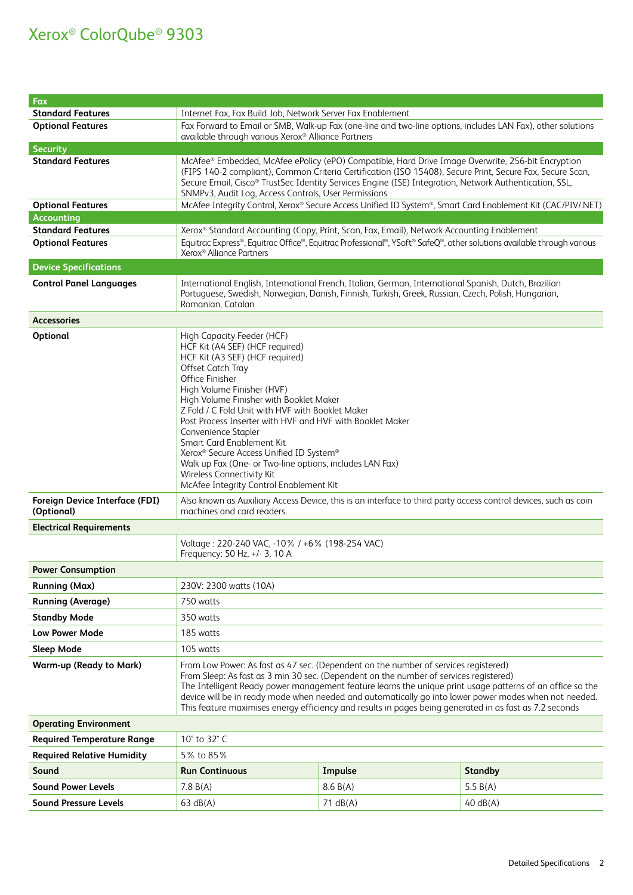# Xerox® ColorQube® 9303

| Fax | | | |
|---|---|---|---|
| **Standard Features** | Internet Fax, Fax Build Job, Network Server Fax Enablement | | |
| **Optional Features** | Fax Forward to Email or SMB, Walk-up Fax (one-line and two-line options, includes LAN Fax), other solutions available through various Xerox® Alliance Partners | | |
| **Security** | | | |
| **Standard Features** | McAfee® Embedded, McAfee ePolicy (ePO) Compatible, Hard Drive Image Overwrite, 256-bit Encryption (FIPS 140-2 compliant), Common Criteria Certification (ISO 15408), Secure Print, Secure Fax, Secure Scan, Secure Email, Cisco® TrustSec Identity Services Engine (ISE) Integration, Network Authentication, SSL, SNMPv3, Audit Log, Access Controls, User Permissions | | |
| **Optional Features** | McAfee Integrity Control, Xerox® Secure Access Unified ID System®, Smart Card Enablement Kit (CAC/PIV/.NET) | | |
| **Accounting** | | | |
| **Standard Features** | Xerox® Standard Accounting (Copy, Print, Scan, Fax, Email), Network Accounting Enablement | | |
| **Optional Features** | Equitrac Express®, Equitrac Office®, Equitrac Professional®, YSoft® SafeQ®, other solutions available through various Xerox® Alliance Partners | | |
| **Device Specifications** | | | |
| **Control Panel Languages** | International English, International French, Italian, German, International Spanish, Dutch, Brazilian Portuguese, Swedish, Norwegian, Danish, Finnish, Turkish, Greek, Russian, Czech, Polish, Hungarian, Romanian, Catalan | | |
| **Accessories** | | | |
| **Optional** | High Capacity Feeder (HCF)<br>HCF Kit (A4 SEF) (HCF required)<br>HCF Kit (A3 SEF) (HCF required)<br>Offset Catch Tray<br>Office Finisher<br>High Volume Finisher (HVF)<br>High Volume Finisher with Booklet Maker<br>Z Fold / C Fold Unit with HVF with Booklet Maker<br>Post Process Inserter with HVF and HVF with Booklet Maker<br>Convenience Stapler<br>Smart Card Enablement Kit<br>Xerox® Secure Access Unified ID System®<br>Walk up Fax (One- or Two-line options, includes LAN Fax)<br>Wireless Connectivity Kit<br>McAfee Integrity Control Enablement Kit | | |
| **Foreign Device Interface (FDI) (Optional)** | Also known as Auxiliary Access Device, this is an interface to third party access control devices, such as coin machines and card readers. | | |
| **Electrical Requirements** | | | |
| | Voltage : 220-240 VAC, -10% / +6% (198-254 VAC)<br>Frequency: 50 Hz, +/- 3, 10 A | | |
| **Power Consumption** | | | |
| **Running (Max)** | 230V: 2300 watts (10A) | | |
| **Running (Average)** | 750 watts | | |
| **Standby Mode** | 350 watts | | |
| **Low Power Mode** | 185 watts | | |
| **Sleep Mode** | 105 watts | | |
| **Warm-up (Ready to Mark)** | From Low Power: As fast as 47 sec. (Dependent on the number of services registered)<br>From Sleep: As fast as 3 min 30 sec. (Dependent on the number of services registered)<br>The Intelligent Ready power management feature learns the unique print usage patterns of an office so the device will be in ready mode when needed and automatically go into lower power modes when not needed. This feature maximises energy efficiency and results in pages being generated in as fast as 7.2 seconds | | |
| **Operating Environment** | | | |
| **Required Temperature Range** | 10° to 32° C | | |
| **Required Relative Humidity** | 5% to 85% | | |
| **Sound** | **Run Continuous** | **Impulse** | **Standby** |
| **Sound Power Levels** | 7.8 B(A) | 8.6 B(A) | 5.5 B(A) |
| **Sound Pressure Levels** | 63 dB(A) | 71 dB(A) | 40 dB(A) |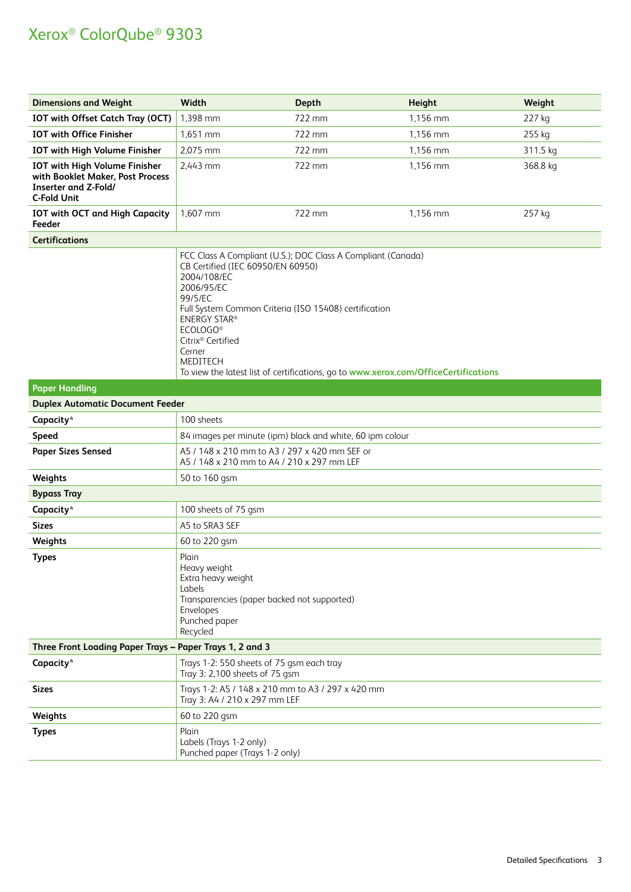# Xerox® ColorQube® 9303

| Dimensions and Weight | Width | Depth | Height | Weight |
|---|---|---|---|---|
| **IOT with Offset Catch Tray (OCT)** | 1,398 mm | 722 mm | 1,156 mm | 227 kg |
| **IOT with Office Finisher** | 1,651 mm | 722 mm | 1,156 mm | 255 kg |
| **IOT with High Volume Finisher** | 2,075 mm | 722 mm | 1,156 mm | 311.5 kg |
| **IOT with High Volume Finisher with Booklet Maker, Post Process Inserter and Z-Fold/ C-Fold Unit** | 2,443 mm | 722 mm | 1,156 mm | 368.8 kg |
| **IOT with OCT and High Capacity Feeder** | 1,607 mm | 722 mm | 1,156 mm | 257 kg |

| Certifications | |
|---|---|
| | FCC Class A Compliant (U.S.); DOC Class A Compliant (Canada)<br>CB Certified (IEC 60950/EN 60950)<br>2004/108/EC<br>2006/95/EC<br>99/5/EC<br>Full System Common Criteria (ISO 15408) certification<br>ENERGY STAR®<br>ECOLOGO®<br>Citrix® Certified<br>Cerner<br>MEDITECH<br>To view the latest list of certifications, go to **www.xerox.com/OfficeCertifications** |

## Paper Handling

| Duplex Automatic Document Feeder | |
|---|---|
| **Capacity**[4] | 100 sheets |
| **Speed** | 84 images per minute (ipm) black and white, 60 ipm colour |
| **Paper Sizes Sensed** | A5 / 148 x 210 mm to A3 / 297 x 420 mm SEF or<br>A5 / 148 x 210 mm to A4 / 210 x 297 mm LEF |
| **Weights** | 50 to 160 gsm |

| Bypass Tray | |
|---|---|
| **Capacity**[4] | 100 sheets of 75 gsm |
| **Sizes** | A5 to SRA3 SEF |
| **Weights** | 60 to 220 gsm |
| **Types** | Plain<br>Heavy weight<br>Extra heavy weight<br>Labels<br>Transparencies (paper backed not supported)<br>Envelopes<br>Punched paper<br>Recycled |

| Three Front Loading Paper Trays – Paper Trays 1, 2 and 3 | |
|---|---|
| **Capacity**[4] | Trays 1-2: 550 sheets of 75 gsm each tray<br>Tray 3: 2,100 sheets of 75 gsm |
| **Sizes** | Trays 1-2: A5 / 148 x 210 mm to A3 / 297 x 420 mm<br>Tray 3: A4 / 210 x 297 mm LEF |
| **Weights** | 60 to 220 gsm |
| **Types** | Plain<br>Labels (Trays 1-2 only)<br>Punched paper (Trays 1-2 only) |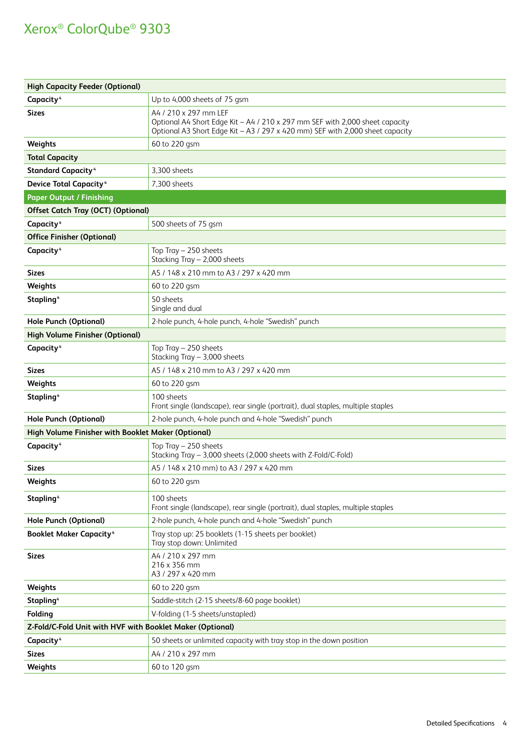# Xerox® ColorQube® 9303

| High Capacity Feeder (Optional) | |
|---|---|
| **Capacity**[4] | Up to 4,000 sheets of 75 gsm |
| **Sizes** | A4 / 210 x 297 mm LEF<br>Optional A4 Short Edge Kit – A4 / 210 x 297 mm SEF with 2,000 sheet capacity<br>Optional A3 Short Edge Kit – A3 / 297 x 420 mm) SEF with 2,000 sheet capacity |
| **Weights** | 60 to 220 gsm |
| **Total Capacity** | |
| **Standard Capacity**[4] | 3,300 sheets |
| **Device Total Capacity**[4] | 7,300 sheets |
| **Paper Output / Finishing** | |
| **Offset Catch Tray (OCT) (Optional)** | |
| **Capacity**[4] | 500 sheets of 75 gsm |
| **Office Finisher (Optional)** | |
| **Capacity**[4] | Top Tray – 250 sheets<br>Stacking Tray – 2,000 sheets |
| **Sizes** | A5 / 148 x 210 mm to A3 / 297 x 420 mm |
| **Weights** | 60 to 220 gsm |
| **Stapling**[4] | 50 sheets<br>Single and dual |
| **Hole Punch (Optional)** | 2-hole punch, 4-hole punch, 4-hole "Swedish" punch |
| **High Volume Finisher (Optional)** | |
| **Capacity**[4] | Top Tray – 250 sheets<br>Stacking Tray – 3,000 sheets |
| **Sizes** | A5 / 148 x 210 mm to A3 / 297 x 420 mm |
| **Weights** | 60 to 220 gsm |
| **Stapling**[4] | 100 sheets<br>Front single (landscape), rear single (portrait), dual staples, multiple staples |
| **Hole Punch (Optional)** | 2-hole punch, 4-hole punch and 4-hole "Swedish" punch |
| **High Volume Finisher with Booklet Maker (Optional)** | |
| **Capacity**[4] | Top Tray – 250 sheets<br>Stacking Tray – 3,000 sheets (2,000 sheets with Z-Fold/C-Fold) |
| **Sizes** | A5 / 148 x 210 mm) to A3 / 297 x 420 mm |
| **Weights** | 60 to 220 gsm |
| **Stapling**[4] | 100 sheets<br>Front single (landscape), rear single (portrait), dual staples, multiple staples |
| **Hole Punch (Optional)** | 2-hole punch, 4-hole punch and 4-hole "Swedish" punch |
| **Booklet Maker Capacity**[4] | Tray stop up: 25 booklets (1-15 sheets per booklet)<br>Tray stop down: Unlimited |
| **Sizes** | A4 / 210 x 297 mm<br>216 x 356 mm<br>A3 / 297 x 420 mm |
| **Weights** | 60 to 220 gsm |
| **Stapling**[4] | Saddle-stitch (2-15 sheets/8-60 page booklet) |
| **Folding** | V-folding (1-5 sheets/unstapled) |
| **Z-Fold/C-Fold Unit with HVF with Booklet Maker (Optional)** | |
| **Capacity**[4] | 50 sheets or unlimited capacity with tray stop in the down position |
| **Sizes** | A4 / 210 x 297 mm |
| **Weights** | 60 to 120 gsm |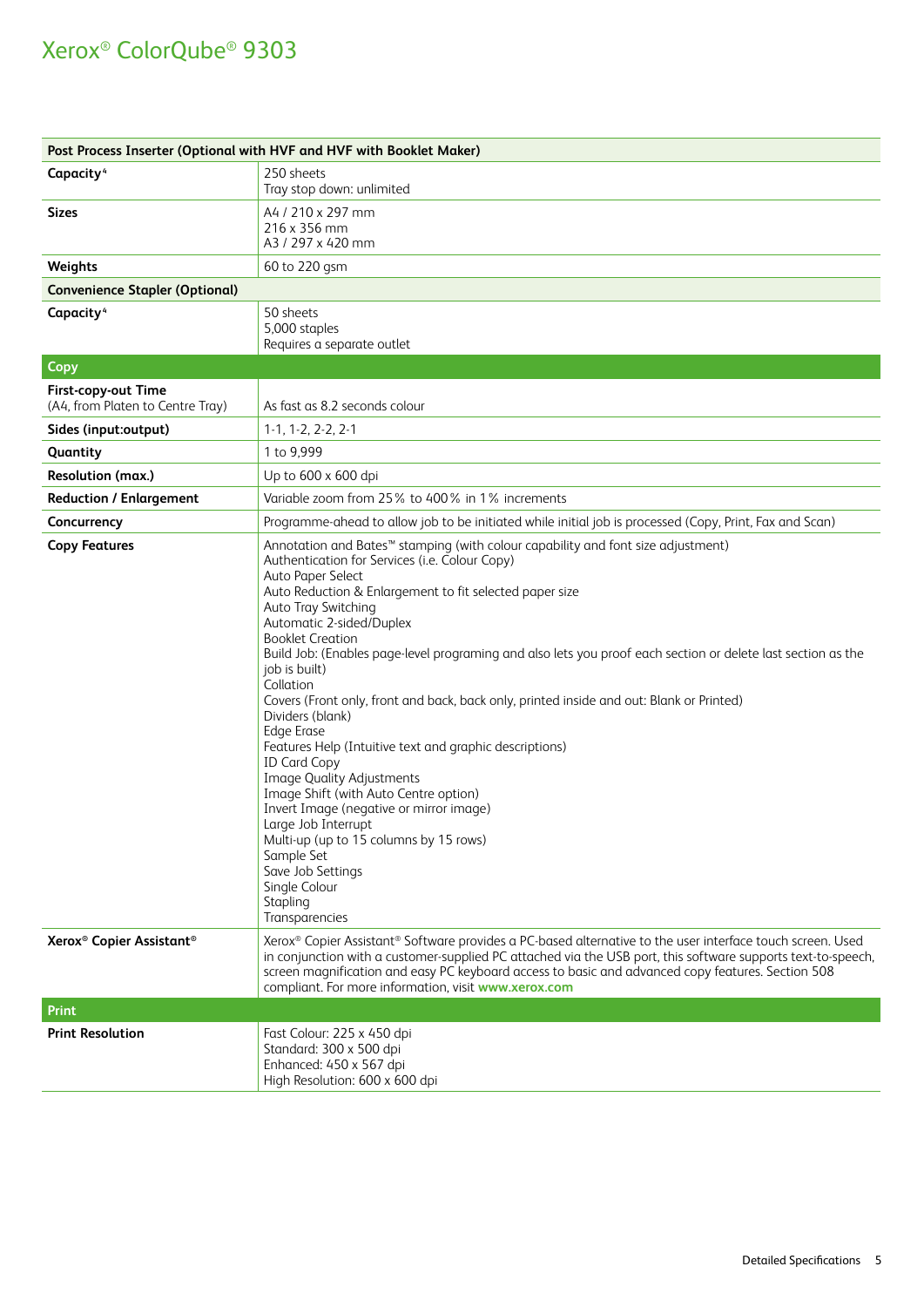# Xerox® ColorQube® 9303

| Post Process Inserter (Optional with HVF and HVF with Booklet Maker) | |
|---|---|
| **Capacity**[4] | 250 sheets<br>Tray stop down: unlimited |
| **Sizes** | A4 / 210 x 297 mm<br>216 x 356 mm<br>A3 / 297 x 420 mm |
| **Weights** | 60 to 220 gsm |
| **Convenience Stapler (Optional)** | |
| **Capacity**[4] | 50 sheets<br>5,000 staples<br>Requires a separate outlet |
| **Copy** | |
| **First-copy-out Time**<br>(A4, from Platen to Centre Tray) | As fast as 8.2 seconds colour |
| **Sides (input:output)** | 1-1, 1-2, 2-2, 2-1 |
| **Quantity** | 1 to 9,999 |
| **Resolution (max.)** | Up to 600 x 600 dpi |
| **Reduction / Enlargement** | Variable zoom from 25% to 400% in 1% increments |
| **Concurrency** | Programme-ahead to allow job to be initiated while initial job is processed (Copy, Print, Fax and Scan) |
| **Copy Features** | Annotation and Bates™ stamping (with colour capability and font size adjustment)<br>Authentication for Services (i.e. Colour Copy)<br>Auto Paper Select<br>Auto Reduction & Enlargement to fit selected paper size<br>Auto Tray Switching<br>Automatic 2-sided/Duplex<br>Booklet Creation<br>Build Job: (Enables page-level programing and also lets you proof each section or delete last section as the job is built)<br>Collation<br>Covers (Front only, front and back, back only, printed inside and out: Blank or Printed)<br>Dividers (blank)<br>Edge Erase<br>Features Help (Intuitive text and graphic descriptions)<br>ID Card Copy<br>Image Quality Adjustments<br>Image Shift (with Auto Centre option)<br>Invert Image (negative or mirror image)<br>Large Job Interrupt<br>Multi-up (up to 15 columns by 15 rows)<br>Sample Set<br>Save Job Settings<br>Single Colour<br>Stapling<br>Transparencies |
| **Xerox® Copier Assistant®** | Xerox® Copier Assistant® Software provides a PC-based alternative to the user interface touch screen. Used in conjunction with a customer-supplied PC attached via the USB port, this software supports text-to-speech, screen magnification and easy PC keyboard access to basic and advanced copy features. Section 508 compliant. For more information, visit **www.xerox.com** |
| **Print** | |
| **Print Resolution** | Fast Colour: 225 x 450 dpi<br>Standard: 300 x 500 dpi<br>Enhanced: 450 x 567 dpi<br>High Resolution: 600 x 600 dpi |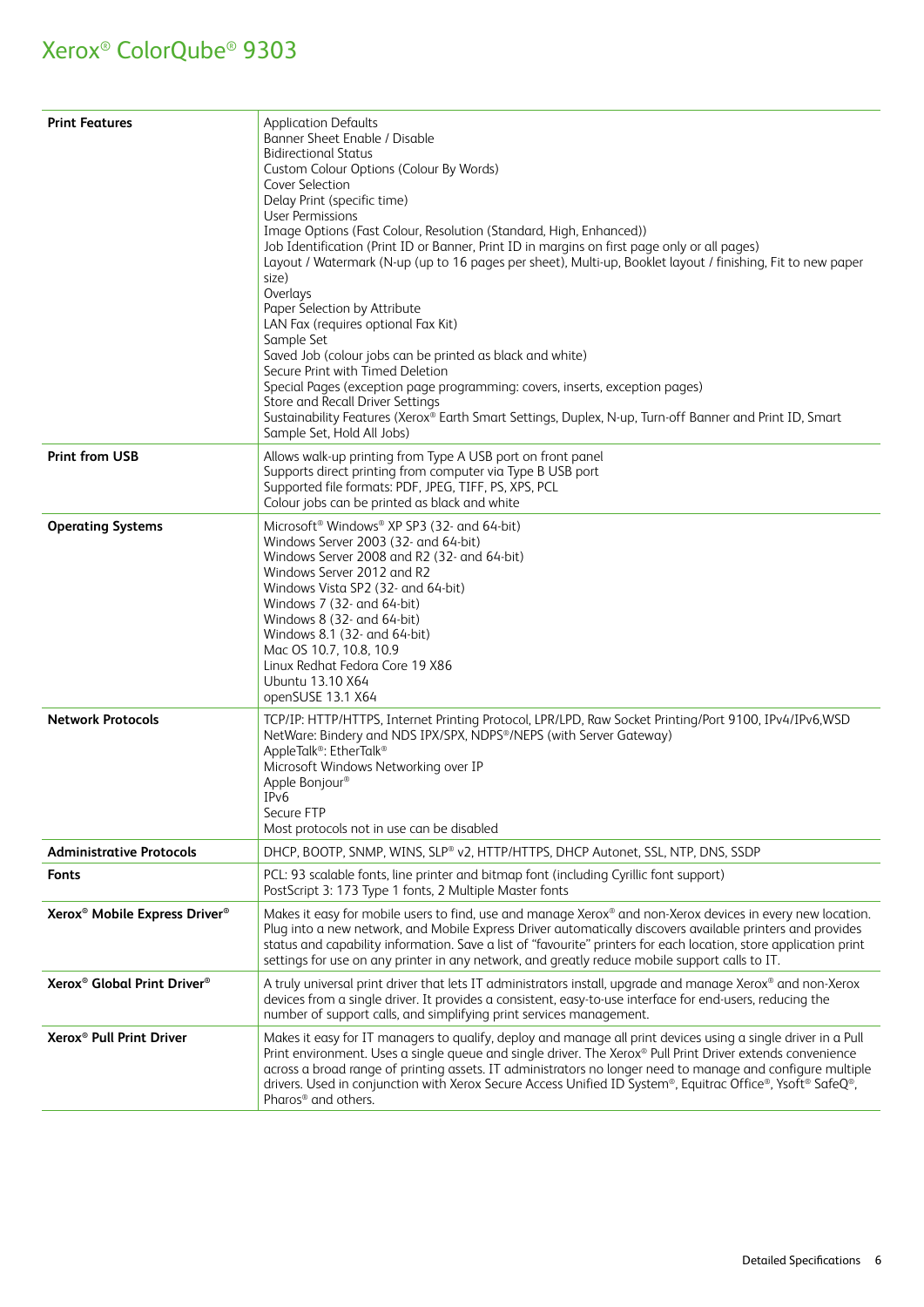# Xerox® ColorQube® 9303

| | |
|---|---|
| **Print Features** | Application Defaults<br>Banner Sheet Enable / Disable<br>Bidirectional Status<br>Custom Colour Options (Colour By Words)<br>Cover Selection<br>Delay Print (specific time)<br>User Permissions<br>Image Options (Fast Colour, Resolution (Standard, High, Enhanced))<br>Job Identification (Print ID or Banner, Print ID in margins on first page only or all pages)<br>Layout / Watermark (N-up (up to 16 pages per sheet), Multi-up, Booklet layout / finishing, Fit to new paper size)<br>Overlays<br>Paper Selection by Attribute<br>LAN Fax (requires optional Fax Kit)<br>Sample Set<br>Saved Job (colour jobs can be printed as black and white)<br>Secure Print with Timed Deletion<br>Special Pages (exception page programming: covers, inserts, exception pages)<br>Store and Recall Driver Settings<br>Sustainability Features (Xerox® Earth Smart Settings, Duplex, N-up, Turn-off Banner and Print ID, Smart Sample Set, Hold All Jobs) |
| **Print from USB** | Allows walk-up printing from Type A USB port on front panel<br>Supports direct printing from computer via Type B USB port<br>Supported file formats: PDF, JPEG, TIFF, PS, XPS, PCL<br>Colour jobs can be printed as black and white |
| **Operating Systems** | Microsoft® Windows® XP SP3 (32- and 64-bit)<br>Windows Server 2003 (32- and 64-bit)<br>Windows Server 2008 and R2 (32- and 64-bit)<br>Windows Server 2012 and R2<br>Windows Vista SP2 (32- and 64-bit)<br>Windows 7 (32- and 64-bit)<br>Windows 8 (32- and 64-bit)<br>Windows 8.1 (32- and 64-bit)<br>Mac OS 10.7, 10.8, 10.9<br>Linux Redhat Fedora Core 19 X86<br>Ubuntu 13.10 X64<br>openSUSE 13.1 X64 |
| **Network Protocols** | TCP/IP: HTTP/HTTPS, Internet Printing Protocol, LPR/LPD, Raw Socket Printing/Port 9100, IPv4/IPv6,WSD<br>NetWare: Bindery and NDS IPX/SPX, NDPS®/NEPS (with Server Gateway)<br>AppleTalk®: EtherTalk®<br>Microsoft Windows Networking over IP<br>Apple Bonjour®<br>IPv6<br>Secure FTP<br>Most protocols not in use can be disabled |
| **Administrative Protocols** | DHCP, BOOTP, SNMP, WINS, SLP® v2, HTTP/HTTPS, DHCP Autonet, SSL, NTP, DNS, SSDP |
| **Fonts** | PCL: 93 scalable fonts, line printer and bitmap font (including Cyrillic font support)<br>PostScript 3: 173 Type 1 fonts, 2 Multiple Master fonts |
| **Xerox® Mobile Express Driver®** | Makes it easy for mobile users to find, use and manage Xerox® and non-Xerox devices in every new location. Plug into a new network, and Mobile Express Driver automatically discovers available printers and provides status and capability information. Save a list of "favourite" printers for each location, store application print settings for use on any printer in any network, and greatly reduce mobile support calls to IT. |
| **Xerox® Global Print Driver®** | A truly universal print driver that lets IT administrators install, upgrade and manage Xerox® and non-Xerox devices from a single driver. It provides a consistent, easy-to-use interface for end-users, reducing the number of support calls, and simplifying print services management. |
| **Xerox® Pull Print Driver** | Makes it easy for IT managers to qualify, deploy and manage all print devices using a single driver in a Pull Print environment. Uses a single queue and single driver. The Xerox® Pull Print Driver extends convenience across a broad range of printing assets. IT administrators no longer need to manage and configure multiple drivers. Used in conjunction with Xerox Secure Access Unified ID System®, Equitrac Office®, Ysoft® SafeQ®, Pharos® and others. |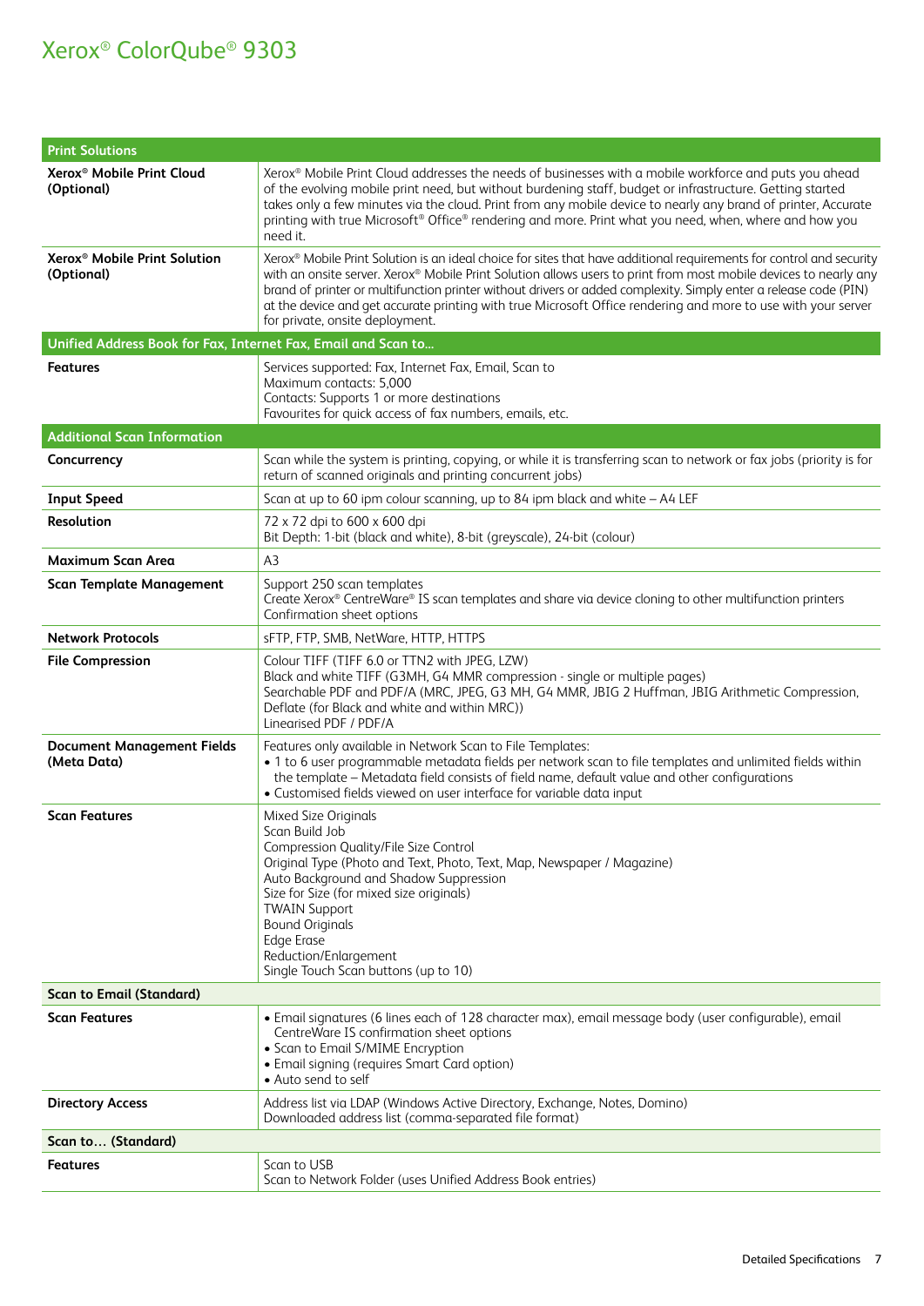# Xerox® ColorQube® 9303

| Print Solutions | |
|---|---|
| **Xerox® Mobile Print Cloud (Optional)** | Xerox® Mobile Print Cloud addresses the needs of businesses with a mobile workforce and puts you ahead of the evolving mobile print need, but without burdening staff, budget or infrastructure. Getting started takes only a few minutes via the cloud. Print from any mobile device to nearly any brand of printer, Accurate printing with true Microsoft® Office® rendering and more. Print what you need, when, where and how you need it. |
| **Xerox® Mobile Print Solution (Optional)** | Xerox® Mobile Print Solution is an ideal choice for sites that have additional requirements for control and security with an onsite server. Xerox® Mobile Print Solution allows users to print from most mobile devices to nearly any brand of printer or multifunction printer without drivers or added complexity. Simply enter a release code (PIN) at the device and get accurate printing with true Microsoft Office rendering and more to use with your server for private, onsite deployment. |
| **Unified Address Book for Fax, Internet Fax, Email and Scan to...** | |
| **Features** | Services supported: Fax, Internet Fax, Email, Scan to<br>Maximum contacts: 5,000<br>Contacts: Supports 1 or more destinations<br>Favourites for quick access of fax numbers, emails, etc. |
| **Additional Scan Information** | |
| **Concurrency** | Scan while the system is printing, copying, or while it is transferring scan to network or fax jobs (priority is for return of scanned originals and printing concurrent jobs) |
| **Input Speed** | Scan at up to 60 ipm colour scanning, up to 84 ipm black and white – A4 LEF |
| **Resolution** | 72 x 72 dpi to 600 x 600 dpi<br>Bit Depth: 1-bit (black and white), 8-bit (greyscale), 24-bit (colour) |
| **Maximum Scan Area** | A3 |
| **Scan Template Management** | Support 250 scan templates<br>Create Xerox® CentreWare® IS scan templates and share via device cloning to other multifunction printers<br>Confirmation sheet options |
| **Network Protocols** | sFTP, FTP, SMB, NetWare, HTTP, HTTPS |
| **File Compression** | Colour TIFF (TIFF 6.0 or TTN2 with JPEG, LZW)<br>Black and white TIFF (G3MH, G4 MMR compression - single or multiple pages)<br>Searchable PDF and PDF/A (MRC, JPEG, G3 MH, G4 MMR, JBIG 2 Huffman, JBIG Arithmetic Compression, Deflate (for Black and white and within MRC))<br>Linearised PDF / PDF/A |
| **Document Management Fields (Meta Data)** | Features only available in Network Scan to File Templates:<br>• 1 to 6 user programmable metadata fields per network scan to file templates and unlimited fields within the template – Metadata field consists of field name, default value and other configurations<br>• Customised fields viewed on user interface for variable data input |
| **Scan Features** | Mixed Size Originals<br>Scan Build Job<br>Compression Quality/File Size Control<br>Original Type (Photo and Text, Photo, Text, Map, Newspaper / Magazine)<br>Auto Background and Shadow Suppression<br>Size for Size (for mixed size originals)<br>TWAIN Support<br>Bound Originals<br>Edge Erase<br>Reduction/Enlargement<br>Single Touch Scan buttons (up to 10) |
| **Scan to Email (Standard)** | |
| **Scan Features** | • Email signatures (6 lines each of 128 character max), email message body (user configurable), email CentreWare IS confirmation sheet options<br>• Scan to Email S/MIME Encryption<br>• Email signing (requires Smart Card option)<br>• Auto send to self |
| **Directory Access** | Address list via LDAP (Windows Active Directory, Exchange, Notes, Domino)<br>Downloaded address list (comma-separated file format) |
| **Scan to… (Standard)** | |
| **Features** | Scan to USB<br>Scan to Network Folder (uses Unified Address Book entries) |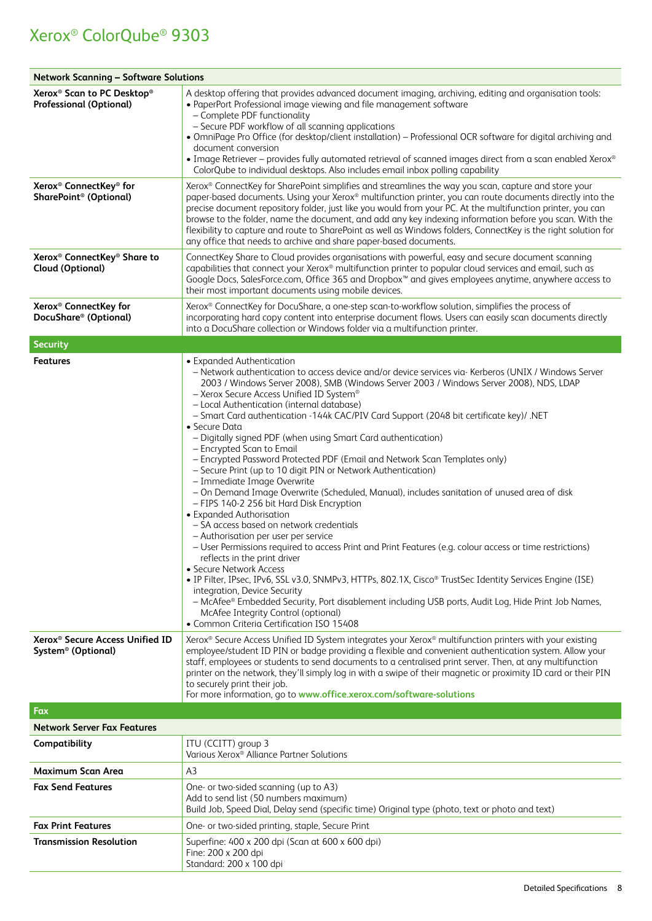# Xerox® ColorQube® 9303

| Network Scanning – Software Solutions | |
|---|---|
| **Xerox® Scan to PC Desktop® Professional (Optional)** | A desktop offering that provides advanced document imaging, archiving, editing and organisation tools:<br>• PaperPort Professional image viewing and file management software<br>– Complete PDF functionality<br>– Secure PDF workflow of all scanning applications<br>• OmniPage Pro Office (for desktop/client installation) – Professional OCR software for digital archiving and document conversion<br>• Image Retriever – provides fully automated retrieval of scanned images direct from a scan enabled Xerox® ColorQube to individual desktops. Also includes email inbox polling capability |
| **Xerox® ConnectKey® for SharePoint® (Optional)** | Xerox® ConnectKey for SharePoint simplifies and streamlines the way you scan, capture and store your paper-based documents. Using your Xerox® multifunction printer, you can route documents directly into the precise document repository folder, just like you would from your PC. At the multifunction printer, you can browse to the folder, name the document, and add any key indexing information before you scan. With the flexibility to capture and route to SharePoint as well as Windows folders, ConnectKey is the right solution for any office that needs to archive and share paper-based documents. |
| **Xerox® ConnectKey® Share to Cloud (Optional)** | ConnectKey Share to Cloud provides organisations with powerful, easy and secure document scanning capabilities that connect your Xerox® multifunction printer to popular cloud services and email, such as Google Docs, SalesForce.com, Office 365 and Dropbox™ and gives employees anytime, anywhere access to their most important documents using mobile devices. |
| **Xerox® ConnectKey for DocuShare® (Optional)** | Xerox® ConnectKey for DocuShare, a one-step scan-to-workflow solution, simplifies the process of incorporating hard copy content into enterprise document flows. Users can easily scan documents directly into a DocuShare collection or Windows folder via a multifunction printer. |
| **Security** | |
| **Features** | • Expanded Authentication<br>– Network authentication to access device and/or device services via- Kerberos (UNIX / Windows Server 2003 / Windows Server 2008), SMB (Windows Server 2003 / Windows Server 2008), NDS, LDAP<br>– Xerox Secure Access Unified ID System®<br>– Local Authentication (internal database)<br>– Smart Card authentication -144k CAC/PIV Card Support (2048 bit certificate key)/ .NET<br>• Secure Data<br>– Digitally signed PDF (when using Smart Card authentication)<br>– Encrypted Scan to Email<br>– Encrypted Password Protected PDF (Email and Network Scan Templates only)<br>– Secure Print (up to 10 digit PIN or Network Authentication)<br>– Immediate Image Overwrite<br>– On Demand Image Overwrite (Scheduled, Manual), includes sanitation of unused area of disk<br>– FIPS 140-2 256 bit Hard Disk Encryption<br>• Expanded Authorisation<br>– SA access based on network credentials<br>– Authorisation per user per service<br>– User Permissions required to access Print and Print Features (e.g. colour access or time restrictions) reflects in the print driver<br>• Secure Network Access<br>• IP Filter, IPsec, IPv6, SSL v3.0, SNMPv3, HTTPs, 802.1X, Cisco® TrustSec Identity Services Engine (ISE) integration, Device Security<br>– McAfee® Embedded Security, Port disablement including USB ports, Audit Log, Hide Print Job Names, McAfee Integrity Control (optional)<br>• Common Criteria Certification ISO 15408 |
| **Xerox® Secure Access Unified ID System® (Optional)** | Xerox® Secure Access Unified ID System integrates your Xerox® multifunction printers with your existing employee/student ID PIN or badge providing a flexible and convenient authentication system. Allow your staff, employees or students to send documents to a centralised print server. Then, at any multifunction printer on the network, they'll simply log in with a swipe of their magnetic or proximity ID card or their PIN to securely print their job.<br>For more information, go to **www.office.xerox.com/software-solutions** |
| **Fax** | |
| **Network Server Fax Features** | |
| **Compatibility** | ITU (CCITT) group 3<br>Various Xerox® Alliance Partner Solutions |
| **Maximum Scan Area** | A3 |
| **Fax Send Features** | One- or two-sided scanning (up to A3)<br>Add to send list (50 numbers maximum)<br>Build Job, Speed Dial, Delay send (specific time) Original type (photo, text or photo and text) |
| **Fax Print Features** | One- or two-sided printing, staple, Secure Print |
| **Transmission Resolution** | Superfine: 400 x 200 dpi (Scan at 600 x 600 dpi)<br>Fine: 200 x 200 dpi<br>Standard: 200 x 100 dpi |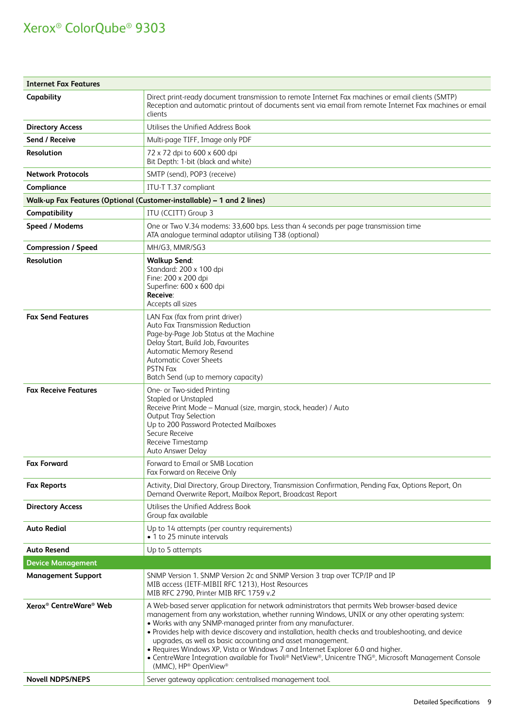# Xerox® ColorQube® 9303

| Internet Fax Features | |
|---|---|
| **Capability** | Direct print-ready document transmission to remote Internet Fax machines or email clients (SMTP)<br>Reception and automatic printout of documents sent via email from remote Internet Fax machines or email clients |
| **Directory Access** | Utilises the Unified Address Book |
| **Send / Receive** | Multi-page TIFF, Image only PDF |
| **Resolution** | 72 x 72 dpi to 600 x 600 dpi<br>Bit Depth: 1-bit (black and white) |
| **Network Protocols** | SMTP (send), POP3 (receive) |
| **Compliance** | ITU-T T.37 compliant |
| **Walk-up Fax Features (Optional (Customer-installable) – 1 and 2 lines)** | |
| **Compatibility** | ITU (CCITT) Group 3 |
| **Speed / Modems** | One or Two V.34 modems: 33,600 bps. Less than 4 seconds per page transmission time<br>ATA analogue terminal adaptor utilising T38 (optional) |
| **Compression / Speed** | MH/G3, MMR/SG3 |
| **Resolution** | **Walkup Send**:<br>Standard: 200 x 100 dpi<br>Fine: 200 x 200 dpi<br>Superfine: 600 x 600 dpi<br>**Receive**:<br>Accepts all sizes |
| **Fax Send Features** | LAN Fax (fax from print driver)<br>Auto Fax Transmission Reduction<br>Page-by-Page Job Status at the Machine<br>Delay Start, Build Job, Favourites<br>Automatic Memory Resend<br>Automatic Cover Sheets<br>PSTN Fax<br>Batch Send (up to memory capacity) |
| **Fax Receive Features** | One- or Two-sided Printing<br>Stapled or Unstapled<br>Receive Print Mode – Manual (size, margin, stock, header) / Auto<br>Output Tray Selection<br>Up to 200 Password Protected Mailboxes<br>Secure Receive<br>Receive Timestamp<br>Auto Answer Delay |
| **Fax Forward** | Forward to Email or SMB Location<br>Fax Forward on Receive Only |
| **Fax Reports** | Activity, Dial Directory, Group Directory, Transmission Confirmation, Pending Fax, Options Report, On Demand Overwrite Report, Mailbox Report, Broadcast Report |
| **Directory Access** | Utilises the Unified Address Book<br>Group fax available |
| **Auto Redial** | Up to 14 attempts (per country requirements)<br>• 1 to 25 minute intervals |
| **Auto Resend** | Up to 5 attempts |
| **Device Management** | |
| **Management Support** | SNMP Version 1. SNMP Version 2c and SNMP Version 3 trap over TCP/IP and IP<br>MIB access (IETF-MIBII RFC 1213), Host Resources<br>MIB RFC 2790, Printer MIB RFC 1759 v.2 |
| **Xerox® CentreWare® Web** | A Web-based server application for network administrators that permits Web browser-based device management from any workstation, whether running Windows, UNIX or any other operating system:<br>• Works with any SNMP-managed printer from any manufacturer.<br>• Provides help with device discovery and installation, health checks and troubleshooting, and device upgrades, as well as basic accounting and asset management.<br>• Requires Windows XP, Vista or Windows 7 and Internet Explorer 6.0 and higher.<br>• CentreWare Integration available for Tivoli® NetView®, Unicentre TNG®, Microsoft Management Console (MMC), HP® OpenView® |
| **Novell NDPS/NEPS** | Server gateway application: centralised management tool. |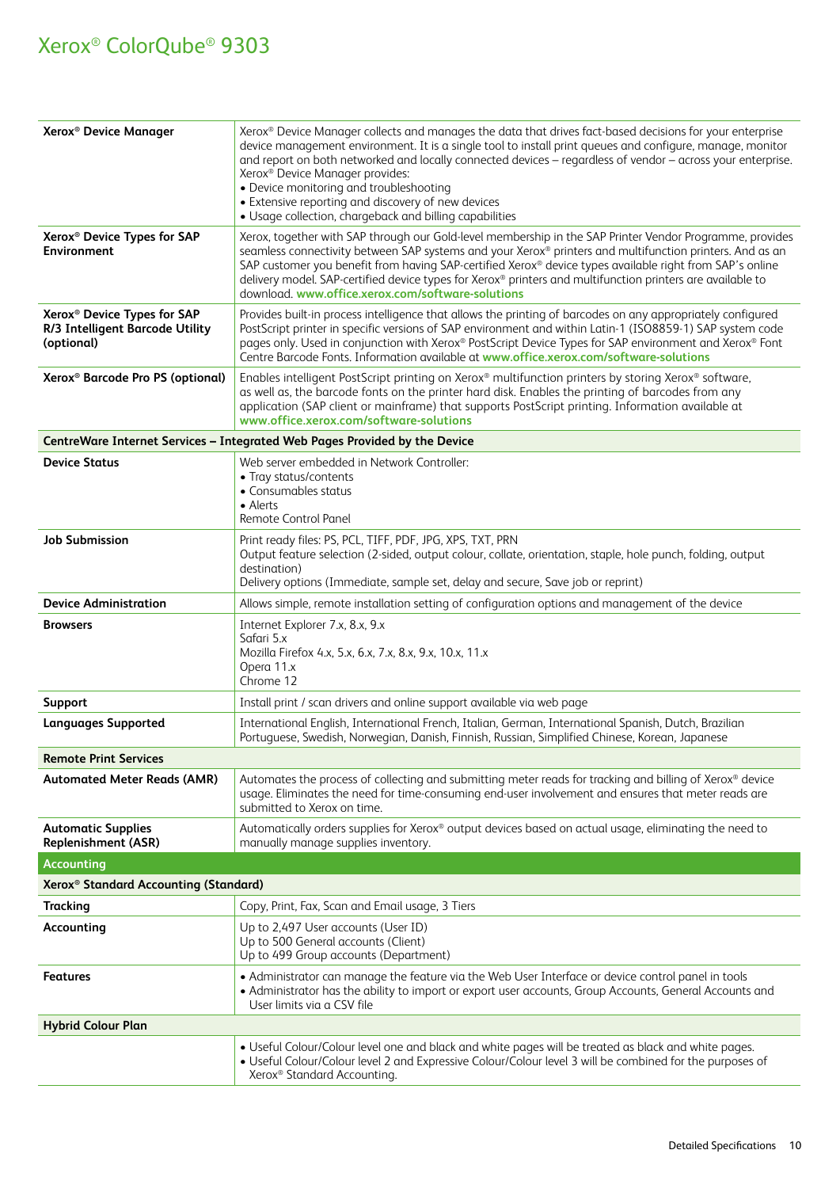# Xerox® ColorQube® 9303

| | |
|---|---|
| **Xerox® Device Manager** | Xerox® Device Manager collects and manages the data that drives fact-based decisions for your enterprise device management environment. It is a single tool to install print queues and configure, manage, monitor and report on both networked and locally connected devices – regardless of vendor – across your enterprise. Xerox® Device Manager provides:<br>• Device monitoring and troubleshooting<br>• Extensive reporting and discovery of new devices<br>• Usage collection, chargeback and billing capabilities |
| **Xerox® Device Types for SAP Environment** | Xerox, together with SAP through our Gold-level membership in the SAP Printer Vendor Programme, provides seamless connectivity between SAP systems and your Xerox® printers and multifunction printers. And as an SAP customer you benefit from having SAP-certified Xerox® device types available right from SAP's online delivery model. SAP-certified device types for Xerox® printers and multifunction printers are available to download. **www.office.xerox.com/software-solutions** |
| **Xerox® Device Types for SAP R/3 Intelligent Barcode Utility (optional)** | Provides built-in process intelligence that allows the printing of barcodes on any appropriately configured PostScript printer in specific versions of SAP environment and within Latin-1 (ISO8859-1) SAP system code pages only. Used in conjunction with Xerox® PostScript Device Types for SAP environment and Xerox® Font Centre Barcode Fonts. Information available at **www.office.xerox.com/software-solutions** |
| **Xerox® Barcode Pro PS (optional)** | Enables intelligent PostScript printing on Xerox® multifunction printers by storing Xerox® software, as well as, the barcode fonts on the printer hard disk. Enables the printing of barcodes from any application (SAP client or mainframe) that supports PostScript printing. Information available at **www.office.xerox.com/software-solutions** |
| **CentreWare Internet Services – Integrated Web Pages Provided by the Device** | |
| **Device Status** | Web server embedded in Network Controller:<br>• Tray status/contents<br>• Consumables status<br>• Alerts<br>Remote Control Panel |
| **Job Submission** | Print ready files: PS, PCL, TIFF, PDF, JPG, XPS, TXT, PRN<br>Output feature selection (2-sided, output colour, collate, orientation, staple, hole punch, folding, output destination)<br>Delivery options (Immediate, sample set, delay and secure, Save job or reprint) |
| **Device Administration** | Allows simple, remote installation setting of configuration options and management of the device |
| **Browsers** | Internet Explorer 7.x, 8.x, 9.x<br>Safari 5.x<br>Mozilla Firefox 4.x, 5.x, 6.x, 7.x, 8.x, 9.x, 10.x, 11.x<br>Opera 11.x<br>Chrome 12 |
| **Support** | Install print / scan drivers and online support available via web page |
| **Languages Supported** | International English, International French, Italian, German, International Spanish, Dutch, Brazilian Portuguese, Swedish, Norwegian, Danish, Finnish, Russian, Simplified Chinese, Korean, Japanese |
| **Remote Print Services** | |
| **Automated Meter Reads (AMR)** | Automates the process of collecting and submitting meter reads for tracking and billing of Xerox® device usage. Eliminates the need for time-consuming end-user involvement and ensures that meter reads are submitted to Xerox on time. |
| **Automatic Supplies Replenishment (ASR)** | Automatically orders supplies for Xerox® output devices based on actual usage, eliminating the need to manually manage supplies inventory. |
| **Accounting** | |
| **Xerox® Standard Accounting (Standard)** | |
| **Tracking** | Copy, Print, Fax, Scan and Email usage, 3 Tiers |
| **Accounting** | Up to 2,497 User accounts (User ID)<br>Up to 500 General accounts (Client)<br>Up to 499 Group accounts (Department) |
| **Features** | • Administrator can manage the feature via the Web User Interface or device control panel in tools<br>• Administrator has the ability to import or export user accounts, Group Accounts, General Accounts and User limits via a CSV file |
| **Hybrid Colour Plan** | |
| | • Useful Colour/Colour level one and black and white pages will be treated as black and white pages.<br>• Useful Colour/Colour level 2 and Expressive Colour/Colour level 3 will be combined for the purposes of Xerox® Standard Accounting. |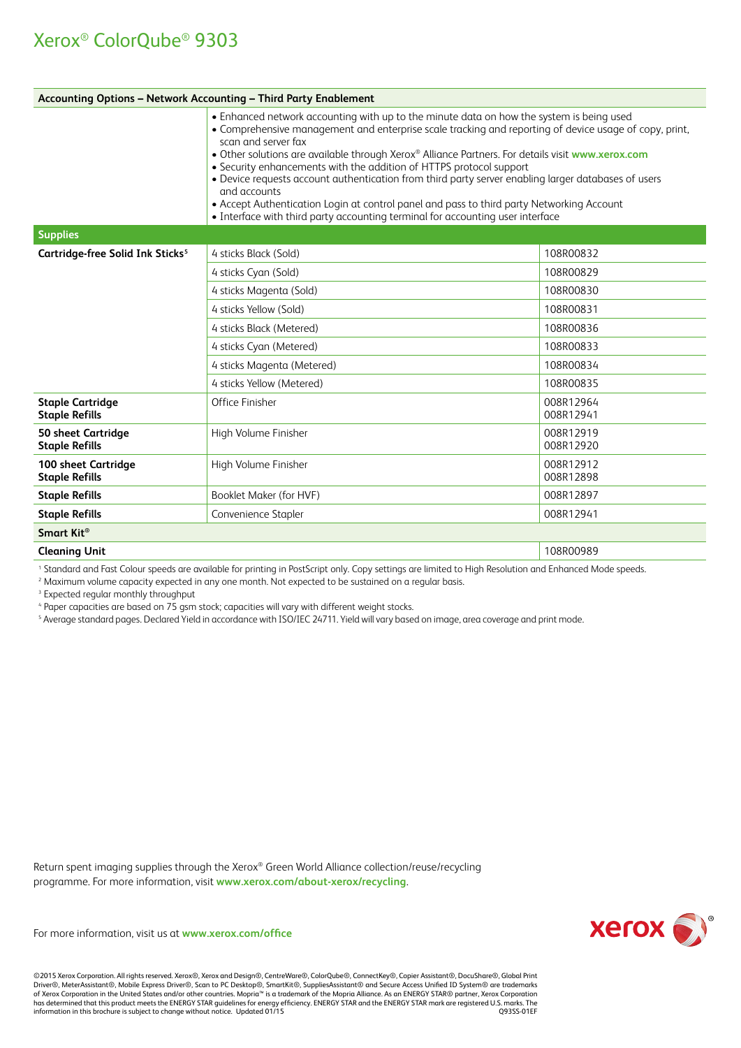# Xerox® ColorQube® 9303

| Accounting Options – Network Accounting – Third Party Enablement | | |
|---|---|---|
| | • Enhanced network accounting with up to the minute data on how the system is being used<br>• Comprehensive management and enterprise scale tracking and reporting of device usage of copy, print, scan and server fax<br>• Other solutions are available through Xerox® Alliance Partners. For details visit www.xerox.com<br>• Security enhancements with the addition of HTTPS protocol support<br>• Device requests account authentication from third party server enabling larger databases of users and accounts<br>• Accept Authentication Login at control panel and pass to third party Networking Account<br>• Interface with third party accounting terminal for accounting user interface | |
| **Supplies** | | |
| **Cartridge-free Solid Ink Sticks**[5] | 4 sticks Black (Sold) | 108R00832 |
| | 4 sticks Cyan (Sold) | 108R00829 |
| | 4 sticks Magenta (Sold) | 108R00830 |
| | 4 sticks Yellow (Sold) | 108R00831 |
| | 4 sticks Black (Metered) | 108R00836 |
| | 4 sticks Cyan (Metered) | 108R00833 |
| | 4 sticks Magenta (Metered) | 108R00834 |
| | 4 sticks Yellow (Metered) | 108R00835 |
| **Staple Cartridge**<br>**Staple Refills** | Office Finisher | 008R12964<br>008R12941 |
| **50 sheet Cartridge**<br>**Staple Refills** | High Volume Finisher | 008R12919<br>008R12920 |
| **100 sheet Cartridge**<br>**Staple Refills** | High Volume Finisher | 008R12912<br>008R12898 |
| **Staple Refills** | Booklet Maker (for HVF) | 008R12897 |
| **Staple Refills** | Convenience Stapler | 008R12941 |
| **Smart Kit®** | | |
| **Cleaning Unit** | | 108R00989 |

[1] Standard and Fast Colour speeds are available for printing in PostScript only. Copy settings are limited to High Resolution and Enhanced Mode speeds.
[2] Maximum volume capacity expected in any one month. Not expected to be sustained on a regular basis.
[3] Expected regular monthly throughput
[4] Paper capacities are based on 75 gsm stock; capacities will vary with different weight stocks.
[5] Average standard pages. Declared Yield in accordance with ISO/IEC 24711. Yield will vary based on image, area coverage and print mode.

Return spent imaging supplies through the Xerox® Green World Alliance collection/reuse/recycling programme. For more information, visit **www.xerox.com/about-xerox/recycling**.

For more information, visit us at **www.xerox.com/office**

©2015 Xerox Corporation. All rights reserved. Xerox®, Xerox and Design®, CentreWare®, ColorQube®, ConnectKey®, Copier Assistant®, DocuShare®, Global Print Driver®, MeterAssistant®, Mobile Express Driver®, Scan to PC Desktop®, SmartKit®, SuppliesAssistant® and Secure Access Unified ID System® are trademarks of Xerox Corporation in the United States and/or other countries. Mopria™ is a trademark of the Mopria Alliance. As an ENERGY STAR® partner, Xerox Corporation has determined that this product meets the ENERGY STAR guidelines for energy efficiency. ENERGY STAR and the ENERGY STAR mark are registered U.S. marks. The information in this brochure is subject to change without notice. Updated 01/15 Q93SS-01EF